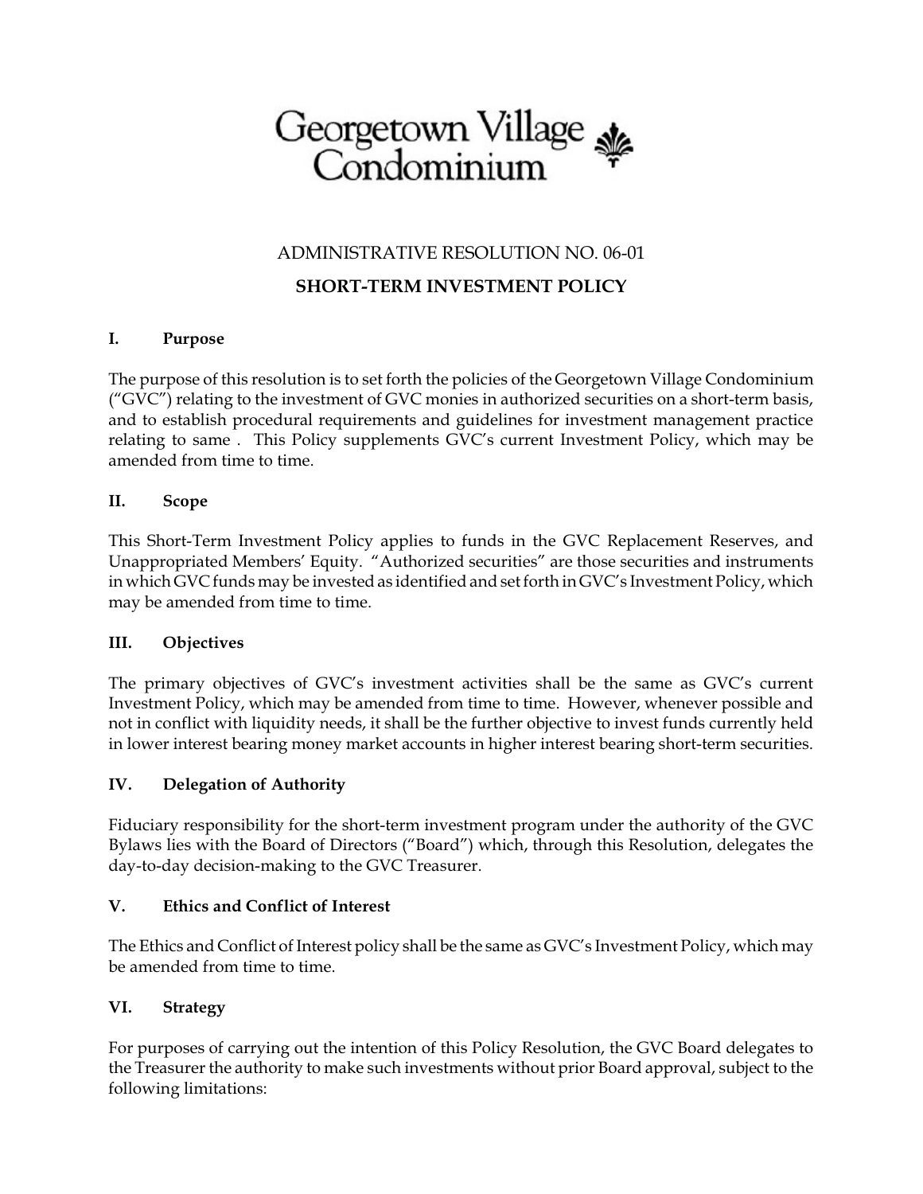Georgetown Village Condominium

ADMINISTRATIVE RESOLUTION NO. 06-01

**SHORT-TERM INVESTMENT POLICY**

## I. Purpose

The purpose of this resolution is to set forth the policies of the Georgetown Village Condominium ("GVC") relating to the investment of GVC monies in authorized securities on a short-term basis, and to establish procedural requirements and guidelines for investment management practice relating to same . This Policy supplements GVC's current Investment Policy, which may be amended from time to time.

## II. Scope

This Short-Term Investment Policy applies to funds in the GVC Replacement Reserves, and Unappropriated Members' Equity. "Authorized securities" are those securities and instruments in which GVC funds may be invested as identified and set forth in GVC's Investment Policy, which may be amended from time to time.

## III. Objectives

The primary objectives of GVC's investment activities shall be the same as GVC's current Investment Policy, which may be amended from time to time. However, whenever possible and not in conflict with liquidity needs, it shall be the further objective to invest funds currently held in lower interest bearing money market accounts in higher interest bearing short-term securities.

## IV. Delegation of Authority

Fiduciary responsibility for the short-term investment program under the authority of the GVC Bylaws lies with the Board of Directors ("Board") which, through this Resolution, delegates the day-to-day decision-making to the GVC Treasurer.

## V. Ethics and Conflict of Interest

The Ethics and Conflict of Interest policy shall be the same as GVC's Investment Policy, which may be amended from time to time.

## VI. Strategy

For purposes of carrying out the intention of this Policy Resolution, the GVC Board delegates to the Treasurer the authority to make such investments without prior Board approval, subject to the following limitations: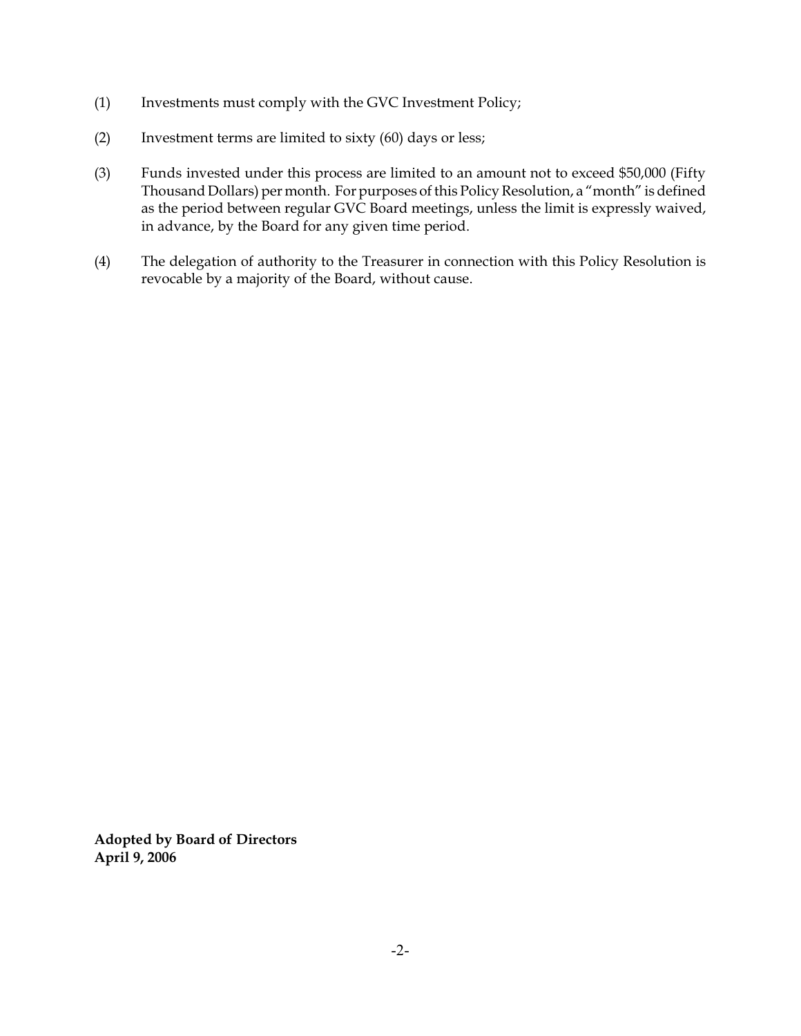(1) Investments must comply with the GVC Investment Policy;

(2) Investment terms are limited to sixty (60) days or less;

(3) Funds invested under this process are limited to an amount not to exceed $50,000 (Fifty Thousand Dollars) per month. For purposes of this Policy Resolution, a "month" is defined as the period between regular GVC Board meetings, unless the limit is expressly waived, in advance, by the Board for any given time period.

(4) The delegation of authority to the Treasurer in connection with this Policy Resolution is revocable by a majority of the Board, without cause.

**Adopted by Board of Directors**
**April 9, 2006**